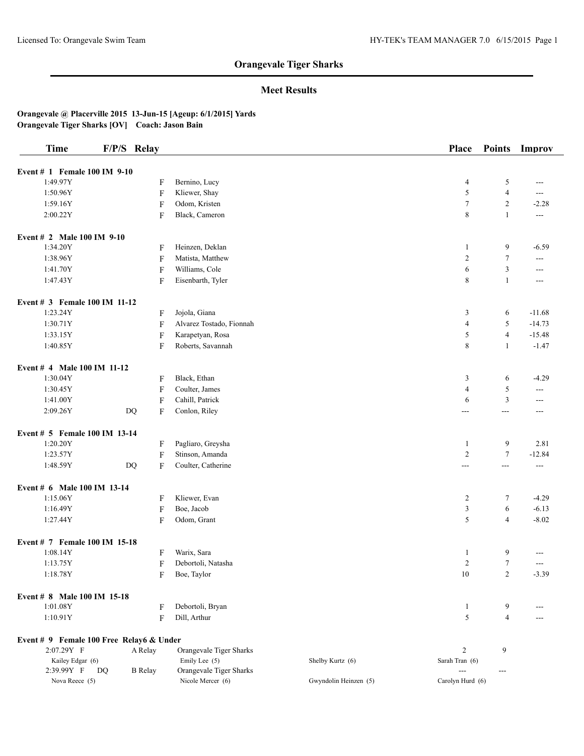# Orangevale Tiger Sharks

## Meet Results

**Orangevale @ Placerville 2015 13-Jun-15 [Ageup: 6/1/2015] Yards**
**Orangevale Tiger Sharks [OV] Coach: Jason Bain**

| Time | F/P/S | Relay | | | Place | Points | Improv |
|---|---|---|---|---|---|---|---|
| **Event # 1 Female 100 IM 9-10** | | | | | | | |
| 1:49.97Y | | F | Bernino, Lucy | | 4 | 5 | --- |
| 1:50.96Y | | F | Kliewer, Shay | | 5 | 4 | --- |
| 1:59.16Y | | F | Odom, Kristen | | 7 | 2 | -2.28 |
| 2:00.22Y | | F | Black, Cameron | | 8 | 1 | --- |
| **Event # 2 Male 100 IM 9-10** | | | | | | | |
| 1:34.20Y | | F | Heinzen, Deklan | | 1 | 9 | -6.59 |
| 1:38.96Y | | F | Matista, Matthew | | 2 | 7 | --- |
| 1:41.70Y | | F | Williams, Cole | | 6 | 3 | --- |
| 1:47.43Y | | F | Eisenbarth, Tyler | | 8 | 1 | --- |
| **Event # 3 Female 100 IM 11-12** | | | | | | | |
| 1:23.24Y | | F | Jojola, Giana | | 3 | 6 | -11.68 |
| 1:30.71Y | | F | Alvarez Tostado, Fionnah | | 4 | 5 | -14.73 |
| 1:33.15Y | | F | Karapetyan, Rosa | | 5 | 4 | -15.48 |
| 1:40.85Y | | F | Roberts, Savannah | | 8 | 1 | -1.47 |
| **Event # 4 Male 100 IM 11-12** | | | | | | | |
| 1:30.04Y | | F | Black, Ethan | | 3 | 6 | -4.29 |
| 1:30.45Y | | F | Coulter, James | | 4 | 5 | --- |
| 1:41.00Y | | F | Cahill, Patrick | | 6 | 3 | --- |
| 2:09.26Y | DQ | F | Conlon, Riley | | --- | --- | --- |
| **Event # 5 Female 100 IM 13-14** | | | | | | | |
| 1:20.20Y | | F | Pagliaro, Greysha | | 1 | 9 | 2.81 |
| 1:23.57Y | | F | Stinson, Amanda | | 2 | 7 | -12.84 |
| 1:48.59Y | DQ | F | Coulter, Catherine | | --- | --- | --- |
| **Event # 6 Male 100 IM 13-14** | | | | | | | |
| 1:15.06Y | | F | Kliewer, Evan | | 2 | 7 | -4.29 |
| 1:16.49Y | | F | Boe, Jacob | | 3 | 6 | -6.13 |
| 1:27.44Y | | F | Odom, Grant | | 5 | 4 | -8.02 |
| **Event # 7 Female 100 IM 15-18** | | | | | | | |
| 1:08.14Y | | F | Warix, Sara | | 1 | 9 | --- |
| 1:13.75Y | | F | Debortoli, Natasha | | 2 | 7 | --- |
| 1:18.78Y | | F | Boe, Taylor | | 10 | 2 | -3.39 |
| **Event # 8 Male 100 IM 15-18** | | | | | | | |
| 1:01.08Y | | F | Debortoli, Bryan | | 1 | 9 | --- |
| 1:10.91Y | | F | Dill, Arthur | | 5 | 4 | --- |
| **Event # 9 Female 100 Free Relay6 & Under** | | | | | | | |
| 2:07.29Y F | | A Relay | Orangevale Tiger Sharks | | 2 | 9 | |
| Kailey Edgar (6) | | | Emily Lee (5) | Shelby Kurtz (6) | Sarah Tran (6) | | |
| 2:39.99Y F | DQ | B Relay | Orangevale Tiger Sharks | | --- | --- | |
| Nova Reece (5) | | | Nicole Mercer (6) | Gwyndolin Heinzen (5) | Carolyn Hurd (6) | | |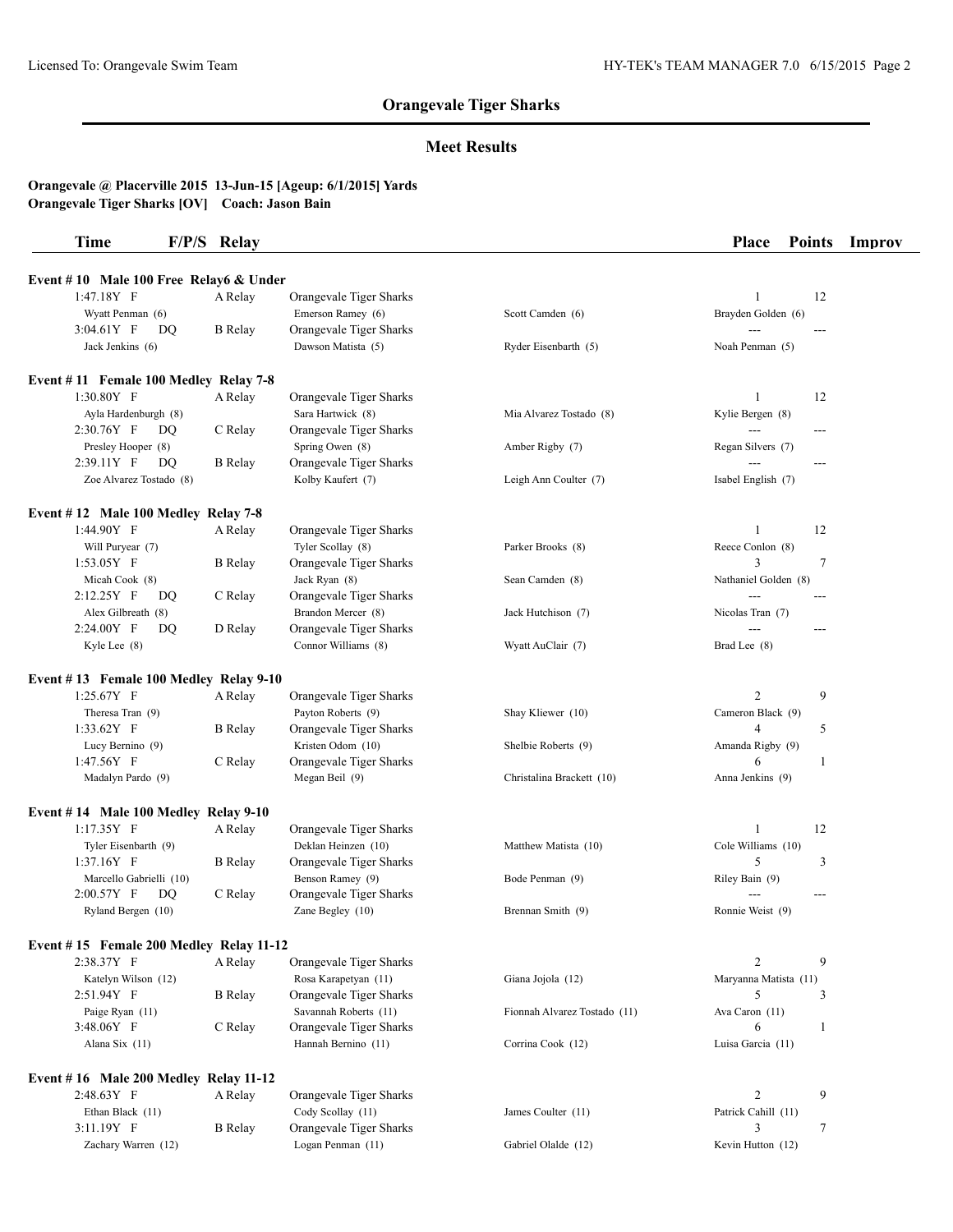## Orangevale Tiger Sharks

### Meet Results

**Orangevale @ Placerville 2015 13-Jun-15 [Ageup: 6/1/2015] Yards**
**Orangevale Tiger Sharks [OV] Coach: Jason Bain**

| Time | F/P/S | Relay | | | Place | Points | Improv |
|---|---|---|---|---|---|---|---|
| **Event # 10 Male 100 Free Relay6 & Under** | | | | | | | |
| 1:47.18Y F | | A Relay | Orangevale Tiger Sharks | | 1 | 12 | |
| Wyatt Penman (6) | | | Emerson Ramey (6) | Scott Camden (6) | Brayden Golden (6) | | |
| 3:04.61Y F | DQ | B Relay | Orangevale Tiger Sharks | | --- | --- | |
| Jack Jenkins (6) | | | Dawson Matista (5) | Ryder Eisenbarth (5) | Noah Penman (5) | | |
| **Event # 11 Female 100 Medley Relay 7-8** | | | | | | | |
| 1:30.80Y F | | A Relay | Orangevale Tiger Sharks | | 1 | 12 | |
| Ayla Hardenburgh (8) | | | Sara Hartwick (8) | Mia Alvarez Tostado (8) | Kylie Bergen (8) | | |
| 2:30.76Y F | DQ | C Relay | Orangevale Tiger Sharks | | --- | --- | |
| Presley Hooper (8) | | | Spring Owen (8) | Amber Rigby (7) | Regan Silvers (7) | | |
| 2:39.11Y F | DQ | B Relay | Orangevale Tiger Sharks | | --- | --- | |
| Zoe Alvarez Tostado (8) | | | Kolby Kaufert (7) | Leigh Ann Coulter (7) | Isabel English (7) | | |
| **Event # 12 Male 100 Medley Relay 7-8** | | | | | | | |
| 1:44.90Y F | | A Relay | Orangevale Tiger Sharks | | 1 | 12 | |
| Will Puryear (7) | | | Tyler Scollay (8) | Parker Brooks (8) | Reece Conlon (8) | | |
| 1:53.05Y F | | B Relay | Orangevale Tiger Sharks | | 3 | 7 | |
| Micah Cook (8) | | | Jack Ryan (8) | Sean Camden (8) | Nathaniel Golden (8) | | |
| 2:12.25Y F | DQ | C Relay | Orangevale Tiger Sharks | | --- | --- | |
| Alex Gilbreath (8) | | | Brandon Mercer (8) | Jack Hutchison (7) | Nicolas Tran (7) | | |
| 2:24.00Y F | DQ | D Relay | Orangevale Tiger Sharks | | --- | --- | |
| Kyle Lee (8) | | | Connor Williams (8) | Wyatt AuClair (7) | Brad Lee (8) | | |
| **Event # 13 Female 100 Medley Relay 9-10** | | | | | | | |
| 1:25.67Y F | | A Relay | Orangevale Tiger Sharks | | 2 | 9 | |
| Theresa Tran (9) | | | Payton Roberts (9) | Shay Kliewer (10) | Cameron Black (9) | | |
| 1:33.62Y F | | B Relay | Orangevale Tiger Sharks | | 4 | 5 | |
| Lucy Bernino (9) | | | Kristen Odom (10) | Shelbie Roberts (9) | Amanda Rigby (9) | | |
| 1:47.56Y F | | C Relay | Orangevale Tiger Sharks | | 6 | 1 | |
| Madalyn Pardo (9) | | | Megan Beil (9) | Christalina Brackett (10) | Anna Jenkins (9) | | |
| **Event # 14 Male 100 Medley Relay 9-10** | | | | | | | |
| 1:17.35Y F | | A Relay | Orangevale Tiger Sharks | | 1 | 12 | |
| Tyler Eisenbarth (9) | | | Deklan Heinzen (10) | Matthew Matista (10) | Cole Williams (10) | | |
| 1:37.16Y F | | B Relay | Orangevale Tiger Sharks | | 5 | 3 | |
| Marcello Gabrielli (10) | | | Benson Ramey (9) | Bode Penman (9) | Riley Bain (9) | | |
| 2:00.57Y F | DQ | C Relay | Orangevale Tiger Sharks | | --- | --- | |
| Ryland Bergen (10) | | | Zane Begley (10) | Brennan Smith (9) | Ronnie Weist (9) | | |
| **Event # 15 Female 200 Medley Relay 11-12** | | | | | | | |
| 2:38.37Y F | | A Relay | Orangevale Tiger Sharks | | 2 | 9 | |
| Katelyn Wilson (12) | | | Rosa Karapetyan (11) | Giana Jojola (12) | Maryanna Matista (11) | | |
| 2:51.94Y F | | B Relay | Orangevale Tiger Sharks | | 5 | 3 | |
| Paige Ryan (11) | | | Savannah Roberts (11) | Fionnah Alvarez Tostado (11) | Ava Caron (11) | | |
| 3:48.06Y F | | C Relay | Orangevale Tiger Sharks | | 6 | 1 | |
| Alana Six (11) | | | Hannah Bernino (11) | Corrina Cook (12) | Luisa Garcia (11) | | |
| **Event # 16 Male 200 Medley Relay 11-12** | | | | | | | |
| 2:48.63Y F | | A Relay | Orangevale Tiger Sharks | | 2 | 9 | |
| Ethan Black (11) | | | Cody Scollay (11) | James Coulter (11) | Patrick Cahill (11) | | |
| 3:11.19Y F | | B Relay | Orangevale Tiger Sharks | | 3 | 7 | |
| Zachary Warren (12) | | | Logan Penman (11) | Gabriel Olalde (12) | Kevin Hutton (12) | | |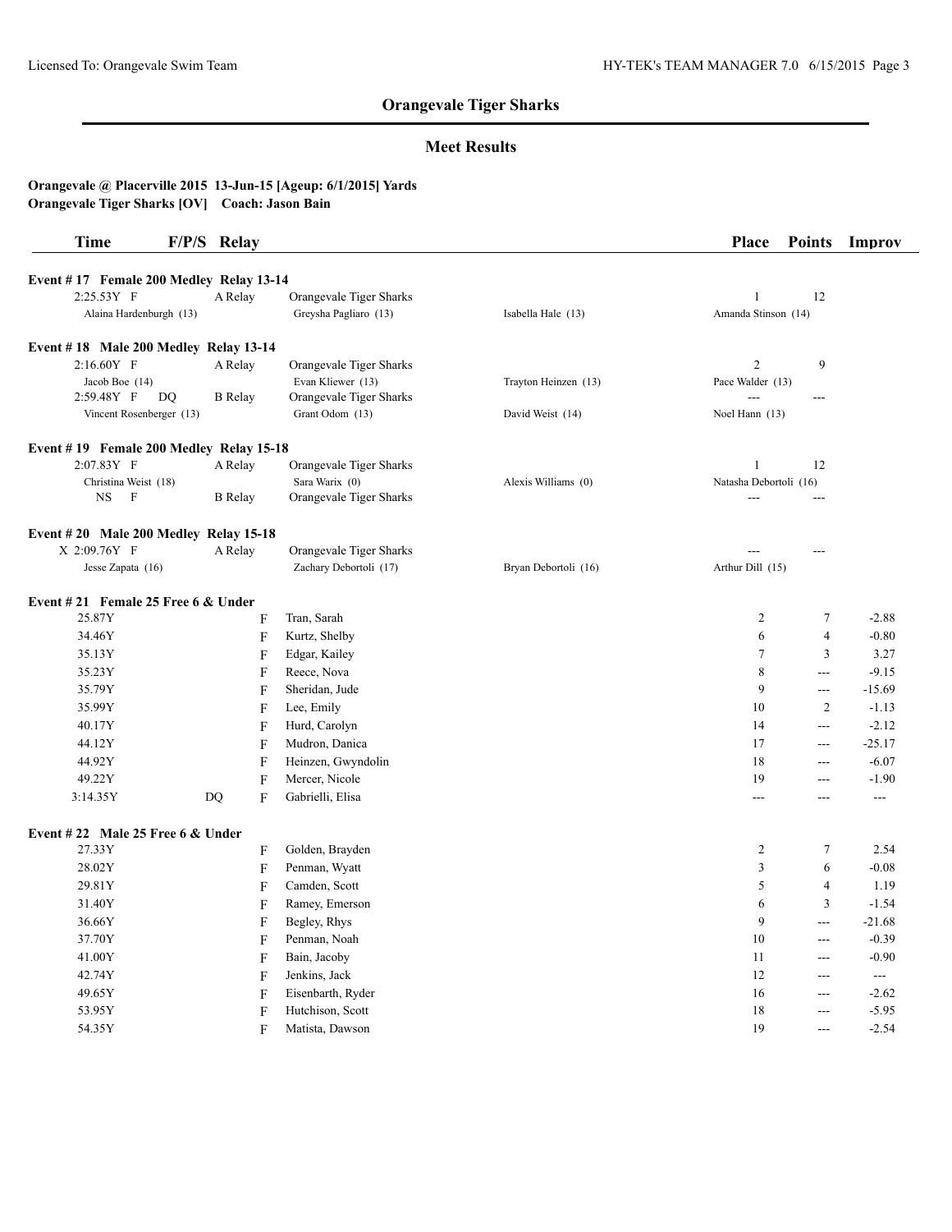# Orangevale Tiger Sharks

## Meet Results

**Orangevale @ Placerville 2015 13-Jun-15 [Ageup: 6/1/2015] Yards**
**Orangevale Tiger Sharks [OV] Coach: Jason Bain**

| Time | F/P/S | Relay | | | Place | Points | Improv |
|---|---|---|---|---|---|---|---|
| **Event # 17 Female 200 Medley Relay 13-14** | | | | | | | |
| 2:25.53Y F | | A Relay | Orangevale Tiger Sharks | | 1 | 12 | |
| Alaina Hardenburgh (13) | | | Greysha Pagliaro (13) | Isabella Hale (13) | Amanda Stinson (14) | | |
| **Event # 18 Male 200 Medley Relay 13-14** | | | | | | | |
| 2:16.60Y F | | A Relay | Orangevale Tiger Sharks | | 2 | 9 | |
| Jacob Boe (14) | | | Evan Kliewer (13) | Trayton Heinzen (13) | Pace Walder (13) | | |
| 2:59.48Y F | DQ | B Relay | Orangevale Tiger Sharks | | --- | --- | |
| Vincent Rosenberger (13) | | | Grant Odom (13) | David Weist (14) | Noel Hann (13) | | |
| **Event # 19 Female 200 Medley Relay 15-18** | | | | | | | |
| 2:07.83Y F | | A Relay | Orangevale Tiger Sharks | | 1 | 12 | |
| Christina Weist (18) | | | Sara Warix (0) | Alexis Williams (0) | Natasha Debortoli (16) | | |
| NS F | | B Relay | Orangevale Tiger Sharks | | --- | --- | |
| **Event # 20 Male 200 Medley Relay 15-18** | | | | | | | |
| X 2:09.76Y F | | A Relay | Orangevale Tiger Sharks | | --- | --- | |
| Jesse Zapata (16) | | | Zachary Debortoli (17) | Bryan Debortoli (16) | Arthur Dill (15) | | |
| **Event # 21 Female 25 Free 6 & Under** | | | | | | | |
| 25.87Y | | F | Tran, Sarah | | 2 | 7 | -2.88 |
| 34.46Y | | F | Kurtz, Shelby | | 6 | 4 | -0.80 |
| 35.13Y | | F | Edgar, Kailey | | 7 | 3 | 3.27 |
| 35.23Y | | F | Reece, Nova | | 8 | --- | -9.15 |
| 35.79Y | | F | Sheridan, Jude | | 9 | --- | -15.69 |
| 35.99Y | | F | Lee, Emily | | 10 | 2 | -1.13 |
| 40.17Y | | F | Hurd, Carolyn | | 14 | --- | -2.12 |
| 44.12Y | | F | Mudron, Danica | | 17 | --- | -25.17 |
| 44.92Y | | F | Heinzen, Gwyndolin | | 18 | --- | -6.07 |
| 49.22Y | | F | Mercer, Nicole | | 19 | --- | -1.90 |
| 3:14.35Y | DQ | F | Gabrielli, Elisa | | --- | --- | --- |
| **Event # 22 Male 25 Free 6 & Under** | | | | | | | |
| 27.33Y | | F | Golden, Brayden | | 2 | 7 | 2.54 |
| 28.02Y | | F | Penman, Wyatt | | 3 | 6 | -0.08 |
| 29.81Y | | F | Camden, Scott | | 5 | 4 | 1.19 |
| 31.40Y | | F | Ramey, Emerson | | 6 | 3 | -1.54 |
| 36.66Y | | F | Begley, Rhys | | 9 | --- | -21.68 |
| 37.70Y | | F | Penman, Noah | | 10 | --- | -0.39 |
| 41.00Y | | F | Bain, Jacoby | | 11 | --- | -0.90 |
| 42.74Y | | F | Jenkins, Jack | | 12 | --- | --- |
| 49.65Y | | F | Eisenbarth, Ryder | | 16 | --- | -2.62 |
| 53.95Y | | F | Hutchison, Scott | | 18 | --- | -5.95 |
| 54.35Y | | F | Matista, Dawson | | 19 | --- | -2.54 |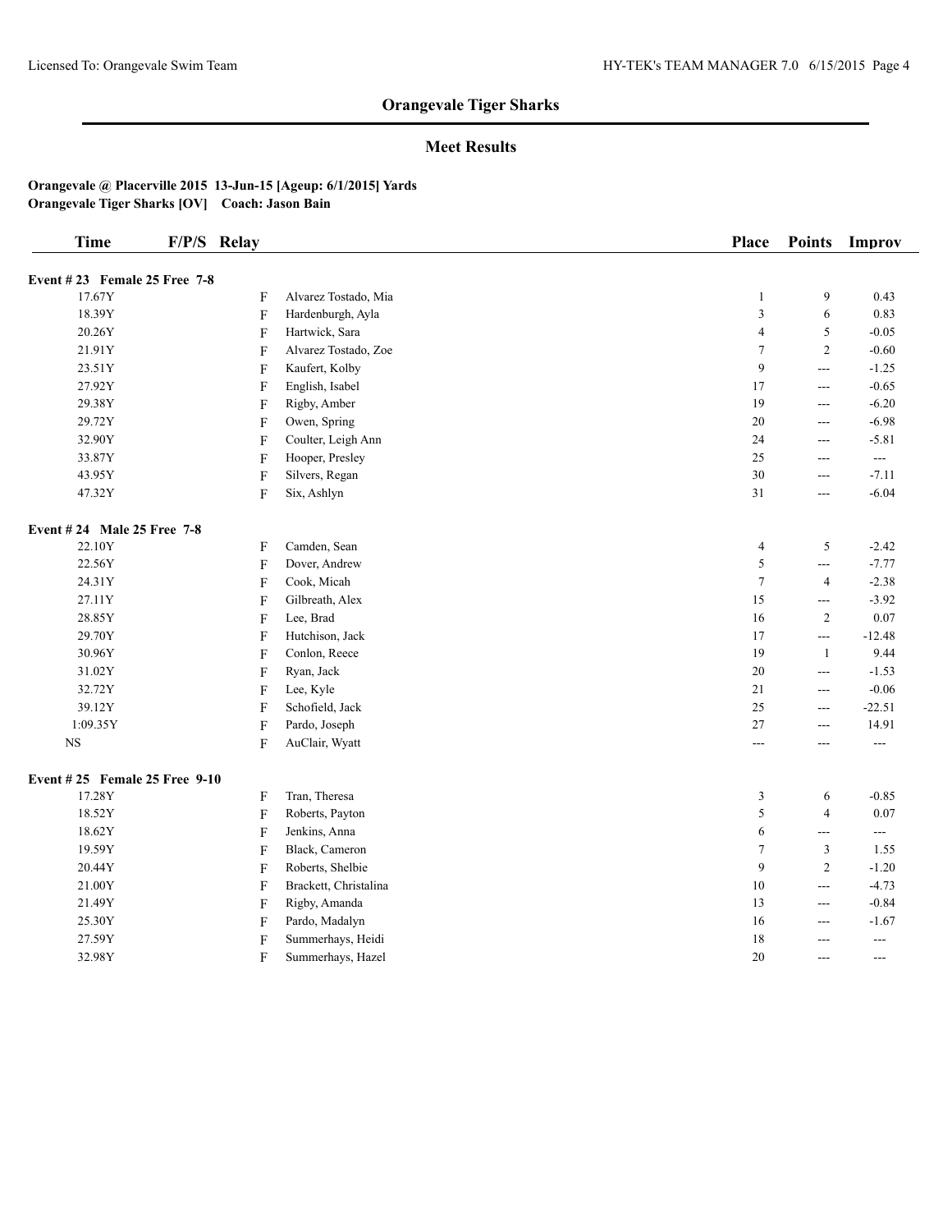# Orangevale Tiger Sharks

## Meet Results

**Orangevale @ Placerville 2015 13-Jun-15 [Ageup: 6/1/2015] Yards**
**Orangevale Tiger Sharks [OV] Coach: Jason Bain**

| Time | F/P/S | Relay | Place | Points | Improv |
|---|---|---|---|---|---|
| **Event # 23 Female 25 Free 7-8** | | | | | |
| 17.67Y | F | Alvarez Tostado, Mia | 1 | 9 | 0.43 |
| 18.39Y | F | Hardenburgh, Ayla | 3 | 6 | 0.83 |
| 20.26Y | F | Hartwick, Sara | 4 | 5 | -0.05 |
| 21.91Y | F | Alvarez Tostado, Zoe | 7 | 2 | -0.60 |
| 23.51Y | F | Kaufert, Kolby | 9 | --- | -1.25 |
| 27.92Y | F | English, Isabel | 17 | --- | -0.65 |
| 29.38Y | F | Rigby, Amber | 19 | --- | -6.20 |
| 29.72Y | F | Owen, Spring | 20 | --- | -6.98 |
| 32.90Y | F | Coulter, Leigh Ann | 24 | --- | -5.81 |
| 33.87Y | F | Hooper, Presley | 25 | --- | --- |
| 43.95Y | F | Silvers, Regan | 30 | --- | -7.11 |
| 47.32Y | F | Six, Ashlyn | 31 | --- | -6.04 |
| **Event # 24 Male 25 Free 7-8** | | | | | |
| 22.10Y | F | Camden, Sean | 4 | 5 | -2.42 |
| 22.56Y | F | Dover, Andrew | 5 | --- | -7.77 |
| 24.31Y | F | Cook, Micah | 7 | 4 | -2.38 |
| 27.11Y | F | Gilbreath, Alex | 15 | --- | -3.92 |
| 28.85Y | F | Lee, Brad | 16 | 2 | 0.07 |
| 29.70Y | F | Hutchison, Jack | 17 | --- | -12.48 |
| 30.96Y | F | Conlon, Reece | 19 | 1 | 9.44 |
| 31.02Y | F | Ryan, Jack | 20 | --- | -1.53 |
| 32.72Y | F | Lee, Kyle | 21 | --- | -0.06 |
| 39.12Y | F | Schofield, Jack | 25 | --- | -22.51 |
| 1:09.35Y | F | Pardo, Joseph | 27 | --- | 14.91 |
| NS | F | AuClair, Wyatt | --- | --- | --- |
| **Event # 25 Female 25 Free 9-10** | | | | | |
| 17.28Y | F | Tran, Theresa | 3 | 6 | -0.85 |
| 18.52Y | F | Roberts, Payton | 5 | 4 | 0.07 |
| 18.62Y | F | Jenkins, Anna | 6 | --- | --- |
| 19.59Y | F | Black, Cameron | 7 | 3 | 1.55 |
| 20.44Y | F | Roberts, Shelbie | 9 | 2 | -1.20 |
| 21.00Y | F | Brackett, Christalina | 10 | --- | -4.73 |
| 21.49Y | F | Rigby, Amanda | 13 | --- | -0.84 |
| 25.30Y | F | Pardo, Madalyn | 16 | --- | -1.67 |
| 27.59Y | F | Summerhays, Heidi | 18 | --- | --- |
| 32.98Y | F | Summerhays, Hazel | 20 | --- | --- |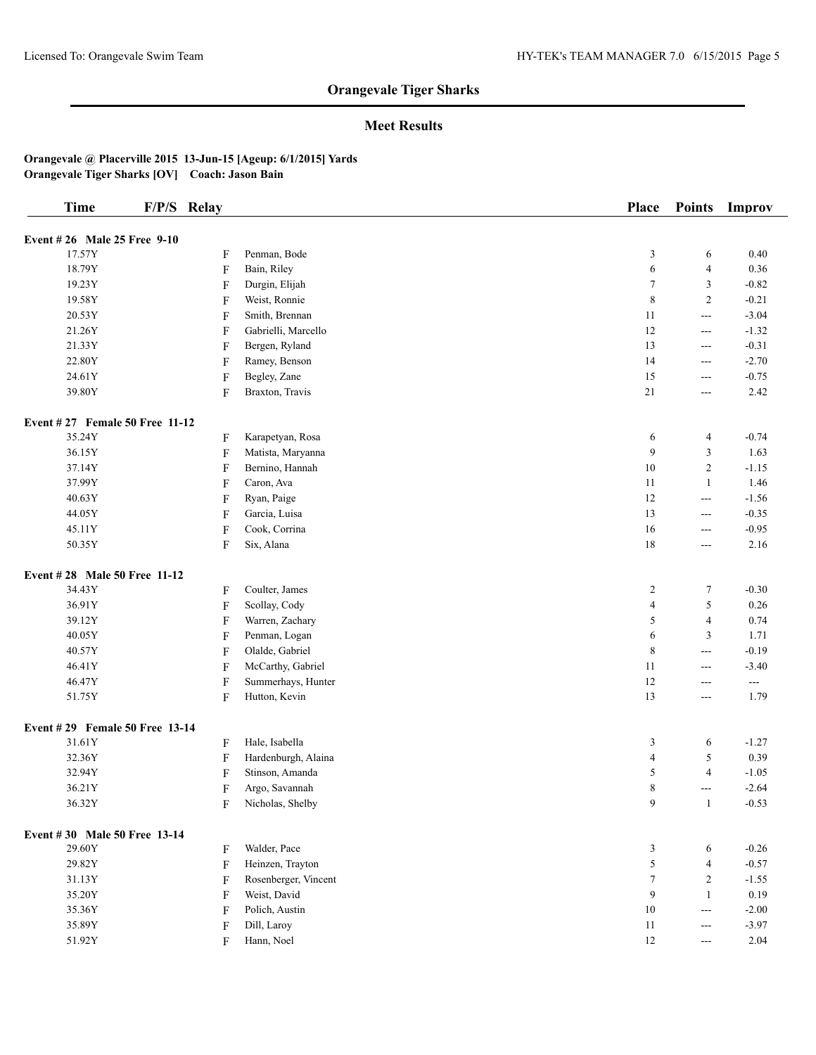## Orangevale Tiger Sharks

### Meet Results

**Orangevale @ Placerville 2015 13-Jun-15 [Ageup: 6/1/2015] Yards**
**Orangevale Tiger Sharks [OV] Coach: Jason Bain**

| Time | F/P/S | Relay | Place | Points | Improv |
|---|---|---|---|---|---|
| **Event # 26 Male 25 Free 9-10** | | | | | |
| 17.57Y | F | Penman, Bode | 3 | 6 | 0.40 |
| 18.79Y | F | Bain, Riley | 6 | 4 | 0.36 |
| 19.23Y | F | Durgin, Elijah | 7 | 3 | -0.82 |
| 19.58Y | F | Weist, Ronnie | 8 | 2 | -0.21 |
| 20.53Y | F | Smith, Brennan | 11 | --- | -3.04 |
| 21.26Y | F | Gabrielli, Marcello | 12 | --- | -1.32 |
| 21.33Y | F | Bergen, Ryland | 13 | --- | -0.31 |
| 22.80Y | F | Ramey, Benson | 14 | --- | -2.70 |
| 24.61Y | F | Begley, Zane | 15 | --- | -0.75 |
| 39.80Y | F | Braxton, Travis | 21 | --- | 2.42 |
| **Event # 27 Female 50 Free 11-12** | | | | | |
| 35.24Y | F | Karapetyan, Rosa | 6 | 4 | -0.74 |
| 36.15Y | F | Matista, Maryanna | 9 | 3 | 1.63 |
| 37.14Y | F | Bernino, Hannah | 10 | 2 | -1.15 |
| 37.99Y | F | Caron, Ava | 11 | 1 | 1.46 |
| 40.63Y | F | Ryan, Paige | 12 | --- | -1.56 |
| 44.05Y | F | Garcia, Luisa | 13 | --- | -0.35 |
| 45.11Y | F | Cook, Corrina | 16 | --- | -0.95 |
| 50.35Y | F | Six, Alana | 18 | --- | 2.16 |
| **Event # 28 Male 50 Free 11-12** | | | | | |
| 34.43Y | F | Coulter, James | 2 | 7 | -0.30 |
| 36.91Y | F | Scollay, Cody | 4 | 5 | 0.26 |
| 39.12Y | F | Warren, Zachary | 5 | 4 | 0.74 |
| 40.05Y | F | Penman, Logan | 6 | 3 | 1.71 |
| 40.57Y | F | Olalde, Gabriel | 8 | --- | -0.19 |
| 46.41Y | F | McCarthy, Gabriel | 11 | --- | -3.40 |
| 46.47Y | F | Summerhays, Hunter | 12 | --- | --- |
| 51.75Y | F | Hutton, Kevin | 13 | --- | 1.79 |
| **Event # 29 Female 50 Free 13-14** | | | | | |
| 31.61Y | F | Hale, Isabella | 3 | 6 | -1.27 |
| 32.36Y | F | Hardenburgh, Alaina | 4 | 5 | 0.39 |
| 32.94Y | F | Stinson, Amanda | 5 | 4 | -1.05 |
| 36.21Y | F | Argo, Savannah | 8 | --- | -2.64 |
| 36.32Y | F | Nicholas, Shelby | 9 | 1 | -0.53 |
| **Event # 30 Male 50 Free 13-14** | | | | | |
| 29.60Y | F | Walder, Pace | 3 | 6 | -0.26 |
| 29.82Y | F | Heinzen, Trayton | 5 | 4 | -0.57 |
| 31.13Y | F | Rosenberger, Vincent | 7 | 2 | -1.55 |
| 35.20Y | F | Weist, David | 9 | 1 | 0.19 |
| 35.36Y | F | Polich, Austin | 10 | --- | -2.00 |
| 35.89Y | F | Dill, Laroy | 11 | --- | -3.97 |
| 51.92Y | F | Hann, Noel | 12 | --- | 2.04 |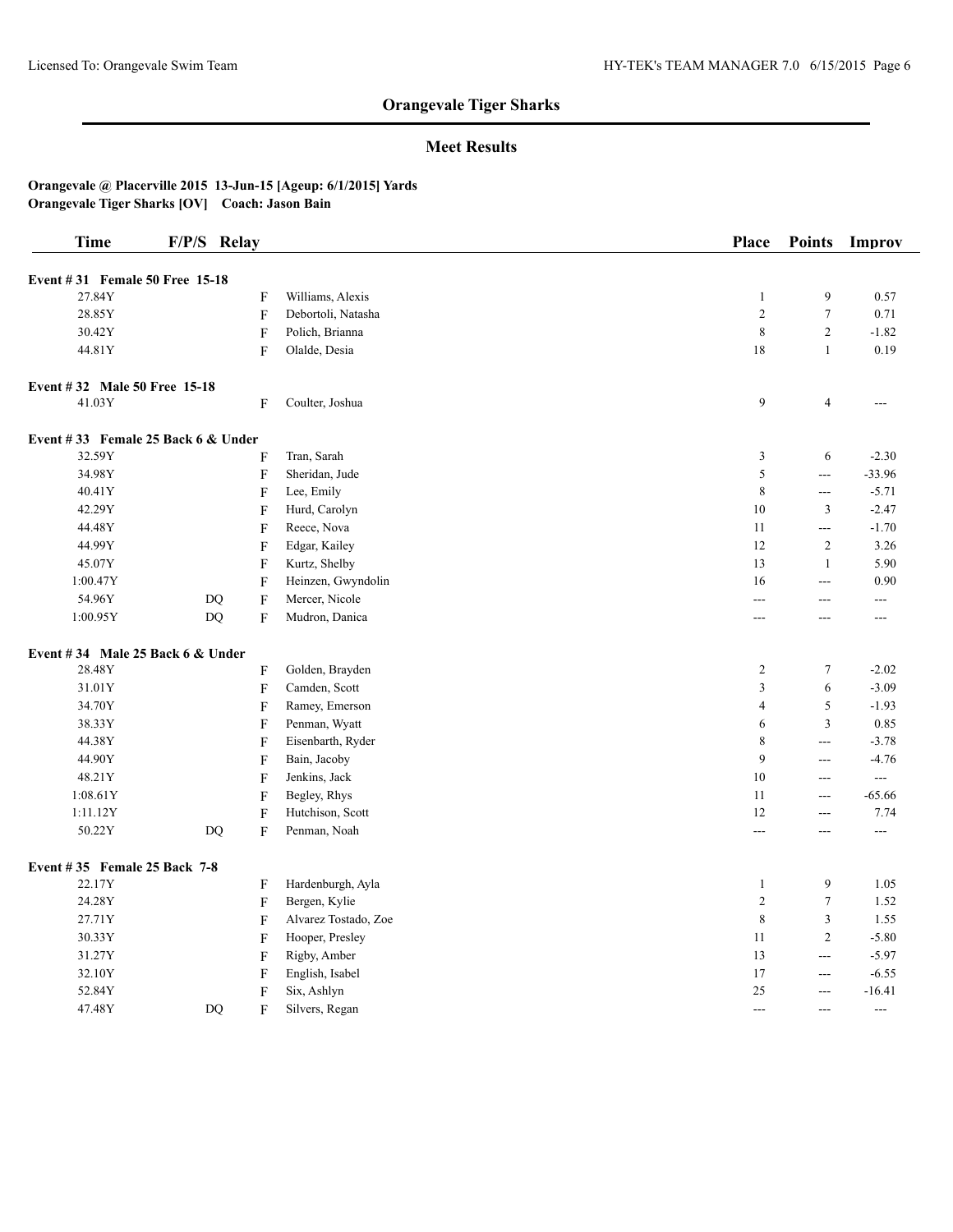## Orangevale Tiger Sharks

### Meet Results

**Orangevale @ Placerville 2015 13-Jun-15 [Ageup: 6/1/2015] Yards**
**Orangevale Tiger Sharks [OV] Coach: Jason Bain**

| Time | F/P/S | Relay | | Place | Points | Improv |
|---|---|---|---|---|---|---|
| **Event # 31 Female 50 Free 15-18** | | | | | | |
| 27.84Y | | F | Williams, Alexis | 1 | 9 | 0.57 |
| 28.85Y | | F | Debortoli, Natasha | 2 | 7 | 0.71 |
| 30.42Y | | F | Polich, Brianna | 8 | 2 | -1.82 |
| 44.81Y | | F | Olalde, Desia | 18 | 1 | 0.19 |
| **Event # 32 Male 50 Free 15-18** | | | | | | |
| 41.03Y | | F | Coulter, Joshua | 9 | 4 | --- |
| **Event # 33 Female 25 Back 6 & Under** | | | | | | |
| 32.59Y | | F | Tran, Sarah | 3 | 6 | -2.30 |
| 34.98Y | | F | Sheridan, Jude | 5 | --- | -33.96 |
| 40.41Y | | F | Lee, Emily | 8 | --- | -5.71 |
| 42.29Y | | F | Hurd, Carolyn | 10 | 3 | -2.47 |
| 44.48Y | | F | Reece, Nova | 11 | --- | -1.70 |
| 44.99Y | | F | Edgar, Kailey | 12 | 2 | 3.26 |
| 45.07Y | | F | Kurtz, Shelby | 13 | 1 | 5.90 |
| 1:00.47Y | | F | Heinzen, Gwyndolin | 16 | --- | 0.90 |
| 54.96Y | DQ | F | Mercer, Nicole | --- | --- | --- |
| 1:00.95Y | DQ | F | Mudron, Danica | --- | --- | --- |
| **Event # 34 Male 25 Back 6 & Under** | | | | | | |
| 28.48Y | | F | Golden, Brayden | 2 | 7 | -2.02 |
| 31.01Y | | F | Camden, Scott | 3 | 6 | -3.09 |
| 34.70Y | | F | Ramey, Emerson | 4 | 5 | -1.93 |
| 38.33Y | | F | Penman, Wyatt | 6 | 3 | 0.85 |
| 44.38Y | | F | Eisenbarth, Ryder | 8 | --- | -3.78 |
| 44.90Y | | F | Bain, Jacoby | 9 | --- | -4.76 |
| 48.21Y | | F | Jenkins, Jack | 10 | --- | --- |
| 1:08.61Y | | F | Begley, Rhys | 11 | --- | -65.66 |
| 1:11.12Y | | F | Hutchison, Scott | 12 | --- | 7.74 |
| 50.22Y | DQ | F | Penman, Noah | --- | --- | --- |
| **Event # 35 Female 25 Back 7-8** | | | | | | |
| 22.17Y | | F | Hardenburgh, Ayla | 1 | 9 | 1.05 |
| 24.28Y | | F | Bergen, Kylie | 2 | 7 | 1.52 |
| 27.71Y | | F | Alvarez Tostado, Zoe | 8 | 3 | 1.55 |
| 30.33Y | | F | Hooper, Presley | 11 | 2 | -5.80 |
| 31.27Y | | F | Rigby, Amber | 13 | --- | -5.97 |
| 32.10Y | | F | English, Isabel | 17 | --- | -6.55 |
| 52.84Y | | F | Six, Ashlyn | 25 | --- | -16.41 |
| 47.48Y | DQ | F | Silvers, Regan | --- | --- | --- |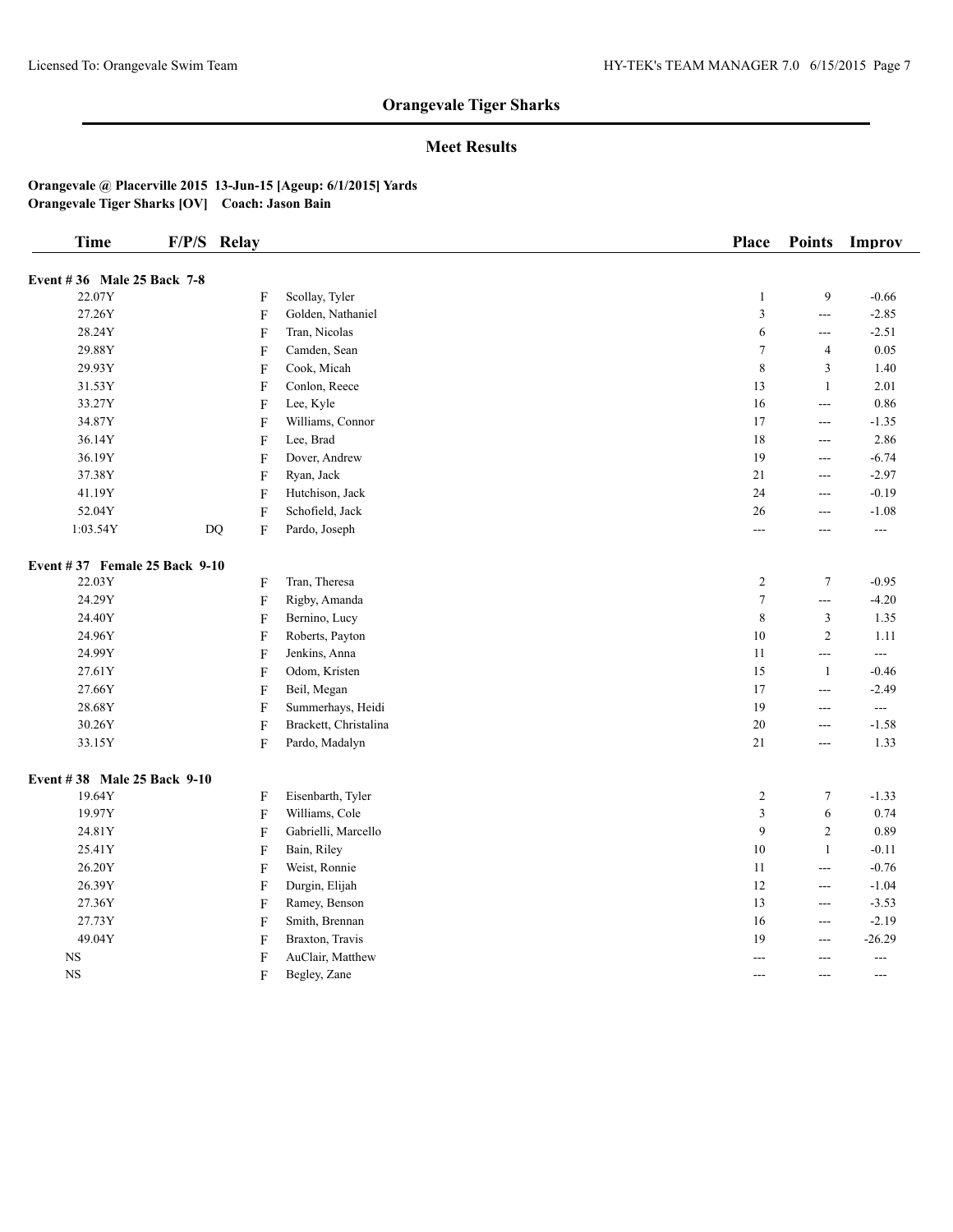## Orangevale Tiger Sharks

### Meet Results

**Orangevale @ Placerville 2015 13-Jun-15 [Ageup: 6/1/2015] Yards**
**Orangevale Tiger Sharks [OV] Coach: Jason Bain**

| Time | F/P/S | Relay | | Place | Points | Improv |
|---|---|---|---|---|---|---|
| **Event # 36 Male 25 Back 7-8** | | | | | | |
| 22.07Y | | F | Scollay, Tyler | 1 | 9 | -0.66 |
| 27.26Y | | F | Golden, Nathaniel | 3 | --- | -2.85 |
| 28.24Y | | F | Tran, Nicolas | 6 | --- | -2.51 |
| 29.88Y | | F | Camden, Sean | 7 | 4 | 0.05 |
| 29.93Y | | F | Cook, Micah | 8 | 3 | 1.40 |
| 31.53Y | | F | Conlon, Reece | 13 | 1 | 2.01 |
| 33.27Y | | F | Lee, Kyle | 16 | --- | 0.86 |
| 34.87Y | | F | Williams, Connor | 17 | --- | -1.35 |
| 36.14Y | | F | Lee, Brad | 18 | --- | 2.86 |
| 36.19Y | | F | Dover, Andrew | 19 | --- | -6.74 |
| 37.38Y | | F | Ryan, Jack | 21 | --- | -2.97 |
| 41.19Y | | F | Hutchison, Jack | 24 | --- | -0.19 |
| 52.04Y | | F | Schofield, Jack | 26 | --- | -1.08 |
| 1:03.54Y | DQ | F | Pardo, Joseph | --- | --- | --- |
| **Event # 37 Female 25 Back 9-10** | | | | | | |
| 22.03Y | | F | Tran, Theresa | 2 | 7 | -0.95 |
| 24.29Y | | F | Rigby, Amanda | 7 | --- | -4.20 |
| 24.40Y | | F | Bernino, Lucy | 8 | 3 | 1.35 |
| 24.96Y | | F | Roberts, Payton | 10 | 2 | 1.11 |
| 24.99Y | | F | Jenkins, Anna | 11 | --- | --- |
| 27.61Y | | F | Odom, Kristen | 15 | 1 | -0.46 |
| 27.66Y | | F | Beil, Megan | 17 | --- | -2.49 |
| 28.68Y | | F | Summerhays, Heidi | 19 | --- | --- |
| 30.26Y | | F | Brackett, Christalina | 20 | --- | -1.58 |
| 33.15Y | | F | Pardo, Madalyn | 21 | --- | 1.33 |
| **Event # 38 Male 25 Back 9-10** | | | | | | |
| 19.64Y | | F | Eisenbarth, Tyler | 2 | 7 | -1.33 |
| 19.97Y | | F | Williams, Cole | 3 | 6 | 0.74 |
| 24.81Y | | F | Gabrielli, Marcello | 9 | 2 | 0.89 |
| 25.41Y | | F | Bain, Riley | 10 | 1 | -0.11 |
| 26.20Y | | F | Weist, Ronnie | 11 | --- | -0.76 |
| 26.39Y | | F | Durgin, Elijah | 12 | --- | -1.04 |
| 27.36Y | | F | Ramey, Benson | 13 | --- | -3.53 |
| 27.73Y | | F | Smith, Brennan | 16 | --- | -2.19 |
| 49.04Y | | F | Braxton, Travis | 19 | --- | -26.29 |
| NS | | F | AuClair, Matthew | --- | --- | --- |
| NS | | F | Begley, Zane | --- | --- | --- |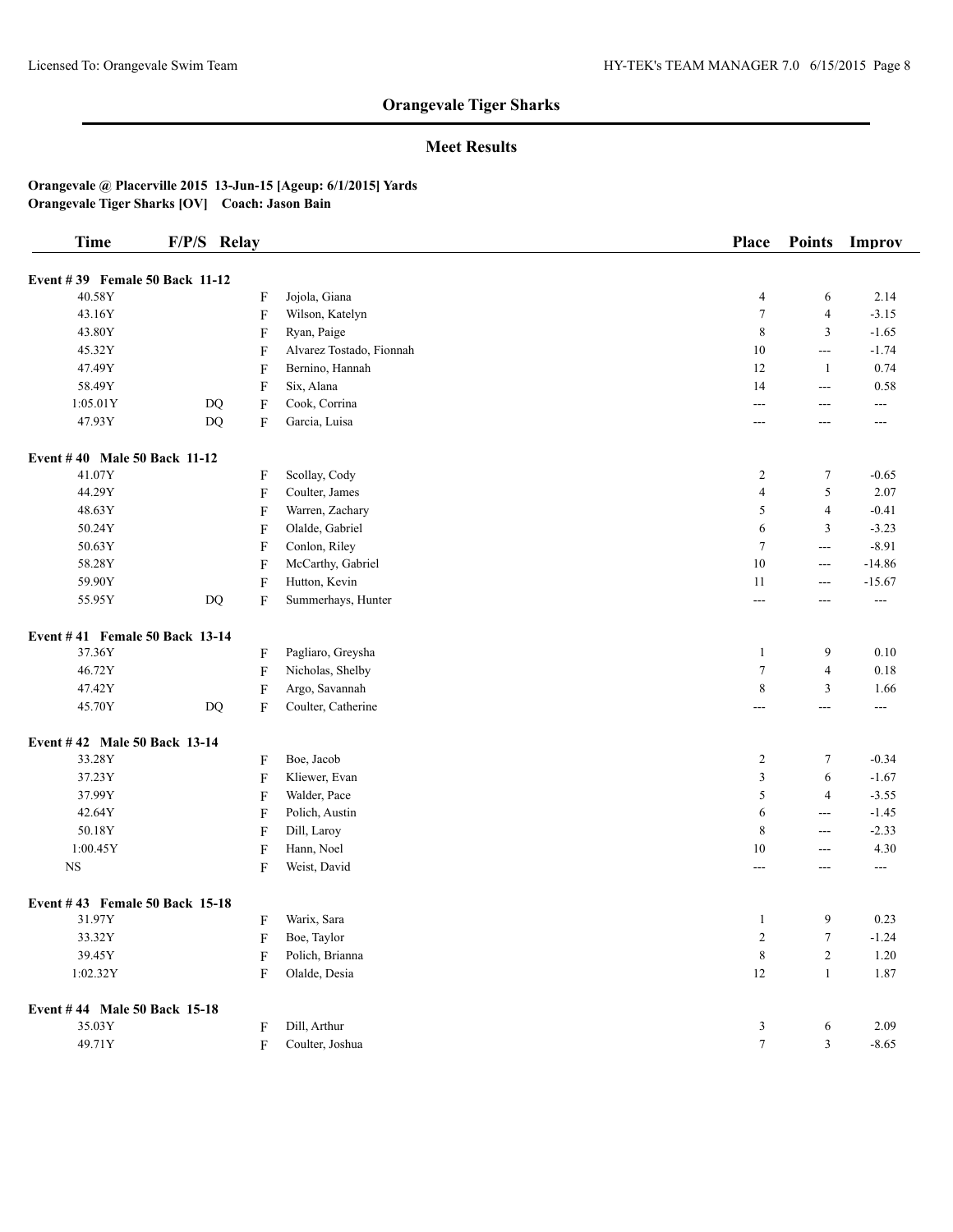# Orangevale Tiger Sharks

## Meet Results

**Orangevale @ Placerville 2015 13-Jun-15 [Ageup: 6/1/2015] Yards**
**Orangevale Tiger Sharks [OV] Coach: Jason Bain**

| Time | F/P/S | Relay | | Place | Points | Improv |
|---|---|---|---|---|---|---|
| **Event # 39 Female 50 Back 11-12** | | | | | | |
| 40.58Y | | F | Jojola, Giana | 4 | 6 | 2.14 |
| 43.16Y | | F | Wilson, Katelyn | 7 | 4 | -3.15 |
| 43.80Y | | F | Ryan, Paige | 8 | 3 | -1.65 |
| 45.32Y | | F | Alvarez Tostado, Fionnah | 10 | --- | -1.74 |
| 47.49Y | | F | Bernino, Hannah | 12 | 1 | 0.74 |
| 58.49Y | | F | Six, Alana | 14 | --- | 0.58 |
| 1:05.01Y | DQ | F | Cook, Corrina | --- | --- | --- |
| 47.93Y | DQ | F | Garcia, Luisa | --- | --- | --- |
| **Event # 40 Male 50 Back 11-12** | | | | | | |
| 41.07Y | | F | Scollay, Cody | 2 | 7 | -0.65 |
| 44.29Y | | F | Coulter, James | 4 | 5 | 2.07 |
| 48.63Y | | F | Warren, Zachary | 5 | 4 | -0.41 |
| 50.24Y | | F | Olalde, Gabriel | 6 | 3 | -3.23 |
| 50.63Y | | F | Conlon, Riley | 7 | --- | -8.91 |
| 58.28Y | | F | McCarthy, Gabriel | 10 | --- | -14.86 |
| 59.90Y | | F | Hutton, Kevin | 11 | --- | -15.67 |
| 55.95Y | DQ | F | Summerhays, Hunter | --- | --- | --- |
| **Event # 41 Female 50 Back 13-14** | | | | | | |
| 37.36Y | | F | Pagliaro, Greysha | 1 | 9 | 0.10 |
| 46.72Y | | F | Nicholas, Shelby | 7 | 4 | 0.18 |
| 47.42Y | | F | Argo, Savannah | 8 | 3 | 1.66 |
| 45.70Y | DQ | F | Coulter, Catherine | --- | --- | --- |
| **Event # 42 Male 50 Back 13-14** | | | | | | |
| 33.28Y | | F | Boe, Jacob | 2 | 7 | -0.34 |
| 37.23Y | | F | Kliewer, Evan | 3 | 6 | -1.67 |
| 37.99Y | | F | Walder, Pace | 5 | 4 | -3.55 |
| 42.64Y | | F | Polich, Austin | 6 | --- | -1.45 |
| 50.18Y | | F | Dill, Laroy | 8 | --- | -2.33 |
| 1:00.45Y | | F | Hann, Noel | 10 | --- | 4.30 |
| NS | | F | Weist, David | --- | --- | --- |
| **Event # 43 Female 50 Back 15-18** | | | | | | |
| 31.97Y | | F | Warix, Sara | 1 | 9 | 0.23 |
| 33.32Y | | F | Boe, Taylor | 2 | 7 | -1.24 |
| 39.45Y | | F | Polich, Brianna | 8 | 2 | 1.20 |
| 1:02.32Y | | F | Olalde, Desia | 12 | 1 | 1.87 |
| **Event # 44 Male 50 Back 15-18** | | | | | | |
| 35.03Y | | F | Dill, Arthur | 3 | 6 | 2.09 |
| 49.71Y | | F | Coulter, Joshua | 7 | 3 | -8.65 |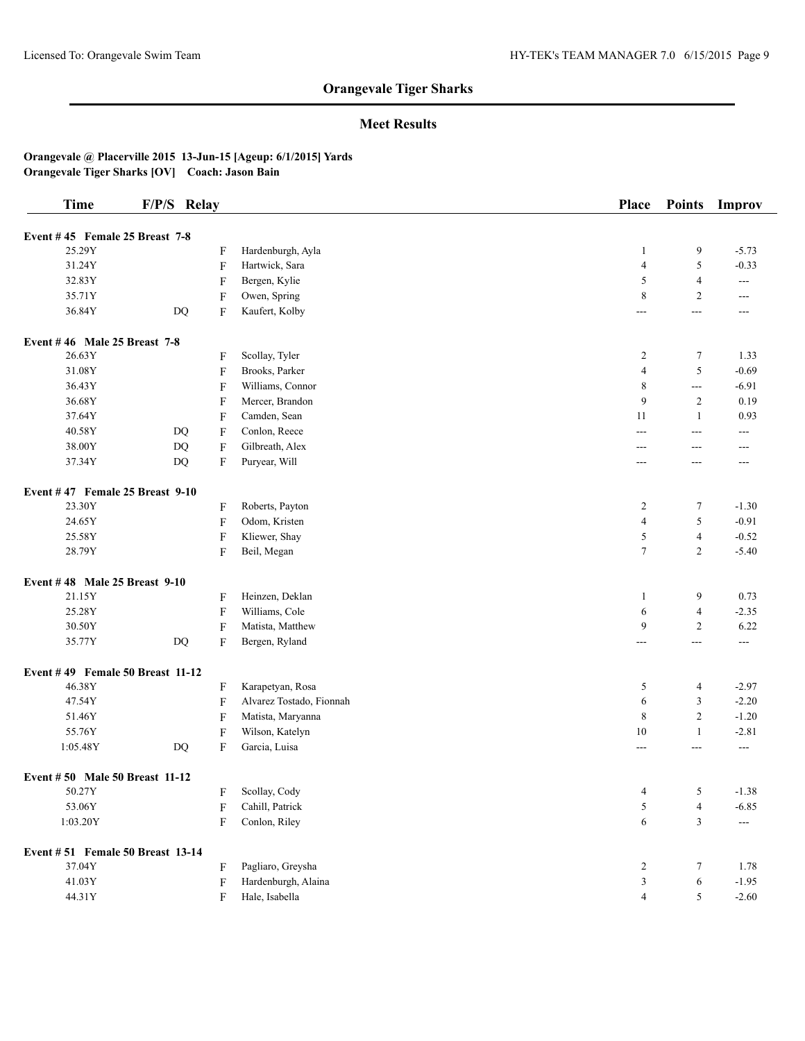## Orangevale Tiger Sharks

### Meet Results

**Orangevale @ Placerville 2015 13-Jun-15 [Ageup: 6/1/2015] Yards**
**Orangevale Tiger Sharks [OV] Coach: Jason Bain**

| Time | F/P/S | Relay | | Place | Points | Improv |
|---|---|---|---|---|---|---|
| **Event # 45 Female 25 Breast 7-8** | | | | | | |
| 25.29Y | | F | Hardenburgh, Ayla | 1 | 9 | -5.73 |
| 31.24Y | | F | Hartwick, Sara | 4 | 5 | -0.33 |
| 32.83Y | | F | Bergen, Kylie | 5 | 4 | --- |
| 35.71Y | | F | Owen, Spring | 8 | 2 | --- |
| 36.84Y | DQ | F | Kaufert, Kolby | --- | --- | --- |
| **Event # 46 Male 25 Breast 7-8** | | | | | | |
| 26.63Y | | F | Scollay, Tyler | 2 | 7 | 1.33 |
| 31.08Y | | F | Brooks, Parker | 4 | 5 | -0.69 |
| 36.43Y | | F | Williams, Connor | 8 | --- | -6.91 |
| 36.68Y | | F | Mercer, Brandon | 9 | 2 | 0.19 |
| 37.64Y | | F | Camden, Sean | 11 | 1 | 0.93 |
| 40.58Y | DQ | F | Conlon, Reece | --- | --- | --- |
| 38.00Y | DQ | F | Gilbreath, Alex | --- | --- | --- |
| 37.34Y | DQ | F | Puryear, Will | --- | --- | --- |
| **Event # 47 Female 25 Breast 9-10** | | | | | | |
| 23.30Y | | F | Roberts, Payton | 2 | 7 | -1.30 |
| 24.65Y | | F | Odom, Kristen | 4 | 5 | -0.91 |
| 25.58Y | | F | Kliewer, Shay | 5 | 4 | -0.52 |
| 28.79Y | | F | Beil, Megan | 7 | 2 | -5.40 |
| **Event # 48 Male 25 Breast 9-10** | | | | | | |
| 21.15Y | | F | Heinzen, Deklan | 1 | 9 | 0.73 |
| 25.28Y | | F | Williams, Cole | 6 | 4 | -2.35 |
| 30.50Y | | F | Matista, Matthew | 9 | 2 | 6.22 |
| 35.77Y | DQ | F | Bergen, Ryland | --- | --- | --- |
| **Event # 49 Female 50 Breast 11-12** | | | | | | |
| 46.38Y | | F | Karapetyan, Rosa | 5 | 4 | -2.97 |
| 47.54Y | | F | Alvarez Tostado, Fionnah | 6 | 3 | -2.20 |
| 51.46Y | | F | Matista, Maryanna | 8 | 2 | -1.20 |
| 55.76Y | | F | Wilson, Katelyn | 10 | 1 | -2.81 |
| 1:05.48Y | DQ | F | Garcia, Luisa | --- | --- | --- |
| **Event # 50 Male 50 Breast 11-12** | | | | | | |
| 50.27Y | | F | Scollay, Cody | 4 | 5 | -1.38 |
| 53.06Y | | F | Cahill, Patrick | 5 | 4 | -6.85 |
| 1:03.20Y | | F | Conlon, Riley | 6 | 3 | --- |
| **Event # 51 Female 50 Breast 13-14** | | | | | | |
| 37.04Y | | F | Pagliaro, Greysha | 2 | 7 | 1.78 |
| 41.03Y | | F | Hardenburgh, Alaina | 3 | 6 | -1.95 |
| 44.31Y | | F | Hale, Isabella | 4 | 5 | -2.60 |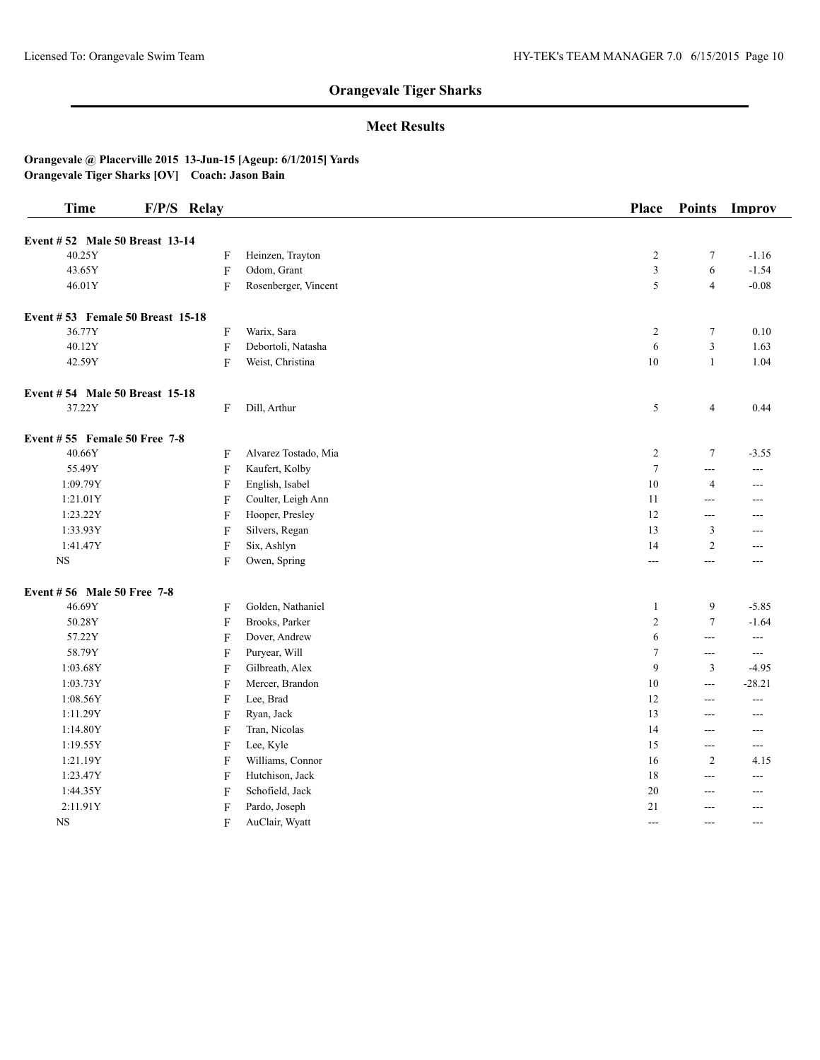## Orangevale Tiger Sharks

### Meet Results

**Orangevale @ Placerville 2015 13-Jun-15 [Ageup: 6/1/2015] Yards**
**Orangevale Tiger Sharks [OV] Coach: Jason Bain**

| Time | F/P/S | Relay | Place | Points | Improv |
|---|---|---|---|---|---|
| **Event # 52 Male 50 Breast 13-14** | | | | | |
| 40.25Y | F | Heinzen, Trayton | 2 | 7 | -1.16 |
| 43.65Y | F | Odom, Grant | 3 | 6 | -1.54 |
| 46.01Y | F | Rosenberger, Vincent | 5 | 4 | -0.08 |
| **Event # 53 Female 50 Breast 15-18** | | | | | |
| 36.77Y | F | Warix, Sara | 2 | 7 | 0.10 |
| 40.12Y | F | Debortoli, Natasha | 6 | 3 | 1.63 |
| 42.59Y | F | Weist, Christina | 10 | 1 | 1.04 |
| **Event # 54 Male 50 Breast 15-18** | | | | | |
| 37.22Y | F | Dill, Arthur | 5 | 4 | 0.44 |
| **Event # 55 Female 50 Free 7-8** | | | | | |
| 40.66Y | F | Alvarez Tostado, Mia | 2 | 7 | -3.55 |
| 55.49Y | F | Kaufert, Kolby | 7 | --- | --- |
| 1:09.79Y | F | English, Isabel | 10 | 4 | --- |
| 1:21.01Y | F | Coulter, Leigh Ann | 11 | --- | --- |
| 1:23.22Y | F | Hooper, Presley | 12 | --- | --- |
| 1:33.93Y | F | Silvers, Regan | 13 | 3 | --- |
| 1:41.47Y | F | Six, Ashlyn | 14 | 2 | --- |
| NS | F | Owen, Spring | --- | --- | --- |
| **Event # 56 Male 50 Free 7-8** | | | | | |
| 46.69Y | F | Golden, Nathaniel | 1 | 9 | -5.85 |
| 50.28Y | F | Brooks, Parker | 2 | 7 | -1.64 |
| 57.22Y | F | Dover, Andrew | 6 | --- | --- |
| 58.79Y | F | Puryear, Will | 7 | --- | --- |
| 1:03.68Y | F | Gilbreath, Alex | 9 | 3 | -4.95 |
| 1:03.73Y | F | Mercer, Brandon | 10 | --- | -28.21 |
| 1:08.56Y | F | Lee, Brad | 12 | --- | --- |
| 1:11.29Y | F | Ryan, Jack | 13 | --- | --- |
| 1:14.80Y | F | Tran, Nicolas | 14 | --- | --- |
| 1:19.55Y | F | Lee, Kyle | 15 | --- | --- |
| 1:21.19Y | F | Williams, Connor | 16 | 2 | 4.15 |
| 1:23.47Y | F | Hutchison, Jack | 18 | --- | --- |
| 1:44.35Y | F | Schofield, Jack | 20 | --- | --- |
| 2:11.91Y | F | Pardo, Joseph | 21 | --- | --- |
| NS | F | AuClair, Wyatt | --- | --- | --- |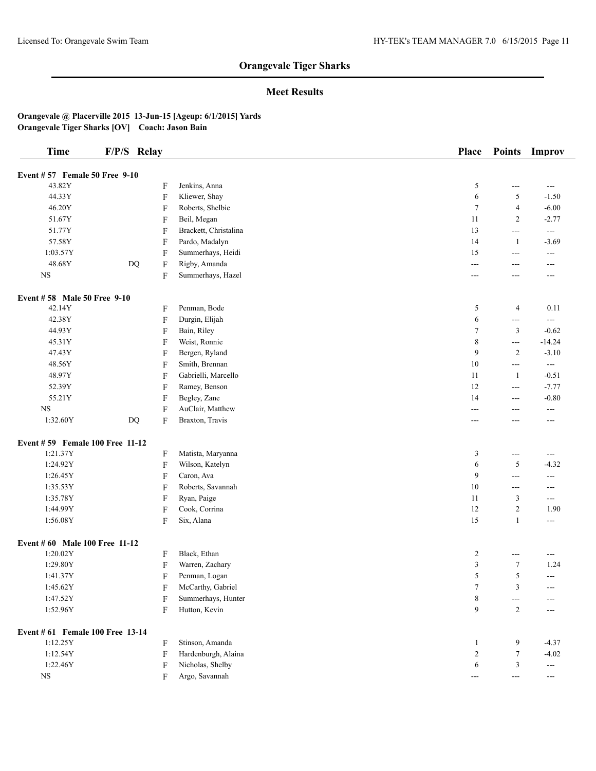# Orangevale Tiger Sharks

## Meet Results

**Orangevale @ Placerville 2015 13-Jun-15 [Ageup: 6/1/2015] Yards**
**Orangevale Tiger Sharks [OV] Coach: Jason Bain**

| Time | F/P/S | Relay | | Place | Points | Improv |
|---|---|---|---|---|---|---|
| **Event # 57 Female 50 Free 9-10** | | | | | | |
| 43.82Y | | F | Jenkins, Anna | 5 | --- | --- |
| 44.33Y | | F | Kliewer, Shay | 6 | 5 | -1.50 |
| 46.20Y | | F | Roberts, Shelbie | 7 | 4 | -6.00 |
| 51.67Y | | F | Beil, Megan | 11 | 2 | -2.77 |
| 51.77Y | | F | Brackett, Christalina | 13 | --- | --- |
| 57.58Y | | F | Pardo, Madalyn | 14 | 1 | -3.69 |
| 1:03.57Y | | F | Summerhays, Heidi | 15 | --- | --- |
| 48.68Y | DQ | F | Rigby, Amanda | --- | --- | --- |
| NS | | F | Summerhays, Hazel | --- | --- | --- |
| **Event # 58 Male 50 Free 9-10** | | | | | | |
| 42.14Y | | F | Penman, Bode | 5 | 4 | 0.11 |
| 42.38Y | | F | Durgin, Elijah | 6 | --- | --- |
| 44.93Y | | F | Bain, Riley | 7 | 3 | -0.62 |
| 45.31Y | | F | Weist, Ronnie | 8 | --- | -14.24 |
| 47.43Y | | F | Bergen, Ryland | 9 | 2 | -3.10 |
| 48.56Y | | F | Smith, Brennan | 10 | --- | --- |
| 48.97Y | | F | Gabrielli, Marcello | 11 | 1 | -0.51 |
| 52.39Y | | F | Ramey, Benson | 12 | --- | -7.77 |
| 55.21Y | | F | Begley, Zane | 14 | --- | -0.80 |
| NS | | F | AuClair, Matthew | --- | --- | --- |
| 1:32.60Y | DQ | F | Braxton, Travis | --- | --- | --- |
| **Event # 59 Female 100 Free 11-12** | | | | | | |
| 1:21.37Y | | F | Matista, Maryanna | 3 | --- | --- |
| 1:24.92Y | | F | Wilson, Katelyn | 6 | 5 | -4.32 |
| 1:26.45Y | | F | Caron, Ava | 9 | --- | --- |
| 1:35.53Y | | F | Roberts, Savannah | 10 | --- | --- |
| 1:35.78Y | | F | Ryan, Paige | 11 | 3 | --- |
| 1:44.99Y | | F | Cook, Corrina | 12 | 2 | 1.90 |
| 1:56.08Y | | F | Six, Alana | 15 | 1 | --- |
| **Event # 60 Male 100 Free 11-12** | | | | | | |
| 1:20.02Y | | F | Black, Ethan | 2 | --- | --- |
| 1:29.80Y | | F | Warren, Zachary | 3 | 7 | 1.24 |
| 1:41.37Y | | F | Penman, Logan | 5 | 5 | --- |
| 1:45.62Y | | F | McCarthy, Gabriel | 7 | 3 | --- |
| 1:47.52Y | | F | Summerhays, Hunter | 8 | --- | --- |
| 1:52.96Y | | F | Hutton, Kevin | 9 | 2 | --- |
| **Event # 61 Female 100 Free 13-14** | | | | | | |
| 1:12.25Y | | F | Stinson, Amanda | 1 | 9 | -4.37 |
| 1:12.54Y | | F | Hardenburgh, Alaina | 2 | 7 | -4.02 |
| 1:22.46Y | | F | Nicholas, Shelby | 6 | 3 | --- |
| NS | | F | Argo, Savannah | --- | --- | --- |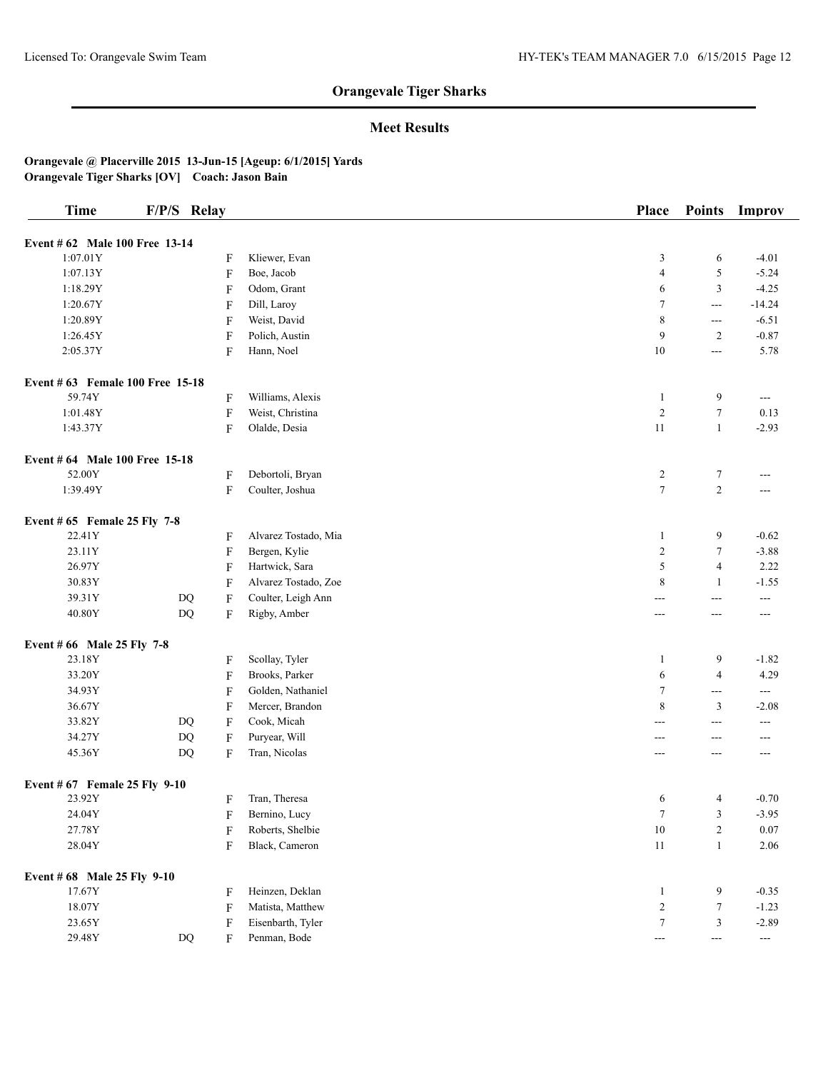## Orangevale Tiger Sharks

### Meet Results

**Orangevale @ Placerville 2015 13-Jun-15 [Ageup: 6/1/2015] Yards**
**Orangevale Tiger Sharks [OV] Coach: Jason Bain**

| Time | F/P/S | Relay | | Place | Points | Improv |
|---|---|---|---|---|---|---|
| **Event # 62 Male 100 Free 13-14** | | | | | | |
| 1:07.01Y | | F | Kliewer, Evan | 3 | 6 | -4.01 |
| 1:07.13Y | | F | Boe, Jacob | 4 | 5 | -5.24 |
| 1:18.29Y | | F | Odom, Grant | 6 | 3 | -4.25 |
| 1:20.67Y | | F | Dill, Laroy | 7 | --- | -14.24 |
| 1:20.89Y | | F | Weist, David | 8 | --- | -6.51 |
| 1:26.45Y | | F | Polich, Austin | 9 | 2 | -0.87 |
| 2:05.37Y | | F | Hann, Noel | 10 | --- | 5.78 |
| **Event # 63 Female 100 Free 15-18** | | | | | | |
| 59.74Y | | F | Williams, Alexis | 1 | 9 | --- |
| 1:01.48Y | | F | Weist, Christina | 2 | 7 | 0.13 |
| 1:43.37Y | | F | Olalde, Desia | 11 | 1 | -2.93 |
| **Event # 64 Male 100 Free 15-18** | | | | | | |
| 52.00Y | | F | Debortoli, Bryan | 2 | 7 | --- |
| 1:39.49Y | | F | Coulter, Joshua | 7 | 2 | --- |
| **Event # 65 Female 25 Fly 7-8** | | | | | | |
| 22.41Y | | F | Alvarez Tostado, Mia | 1 | 9 | -0.62 |
| 23.11Y | | F | Bergen, Kylie | 2 | 7 | -3.88 |
| 26.97Y | | F | Hartwick, Sara | 5 | 4 | 2.22 |
| 30.83Y | | F | Alvarez Tostado, Zoe | 8 | 1 | -1.55 |
| 39.31Y | DQ | F | Coulter, Leigh Ann | --- | --- | --- |
| 40.80Y | DQ | F | Rigby, Amber | --- | --- | --- |
| **Event # 66 Male 25 Fly 7-8** | | | | | | |
| 23.18Y | | F | Scollay, Tyler | 1 | 9 | -1.82 |
| 33.20Y | | F | Brooks, Parker | 6 | 4 | 4.29 |
| 34.93Y | | F | Golden, Nathaniel | 7 | --- | --- |
| 36.67Y | | F | Mercer, Brandon | 8 | 3 | -2.08 |
| 33.82Y | DQ | F | Cook, Micah | --- | --- | --- |
| 34.27Y | DQ | F | Puryear, Will | --- | --- | --- |
| 45.36Y | DQ | F | Tran, Nicolas | --- | --- | --- |
| **Event # 67 Female 25 Fly 9-10** | | | | | | |
| 23.92Y | | F | Tran, Theresa | 6 | 4 | -0.70 |
| 24.04Y | | F | Bernino, Lucy | 7 | 3 | -3.95 |
| 27.78Y | | F | Roberts, Shelbie | 10 | 2 | 0.07 |
| 28.04Y | | F | Black, Cameron | 11 | 1 | 2.06 |
| **Event # 68 Male 25 Fly 9-10** | | | | | | |
| 17.67Y | | F | Heinzen, Deklan | 1 | 9 | -0.35 |
| 18.07Y | | F | Matista, Matthew | 2 | 7 | -1.23 |
| 23.65Y | | F | Eisenbarth, Tyler | 7 | 3 | -2.89 |
| 29.48Y | DQ | F | Penman, Bode | --- | --- | --- |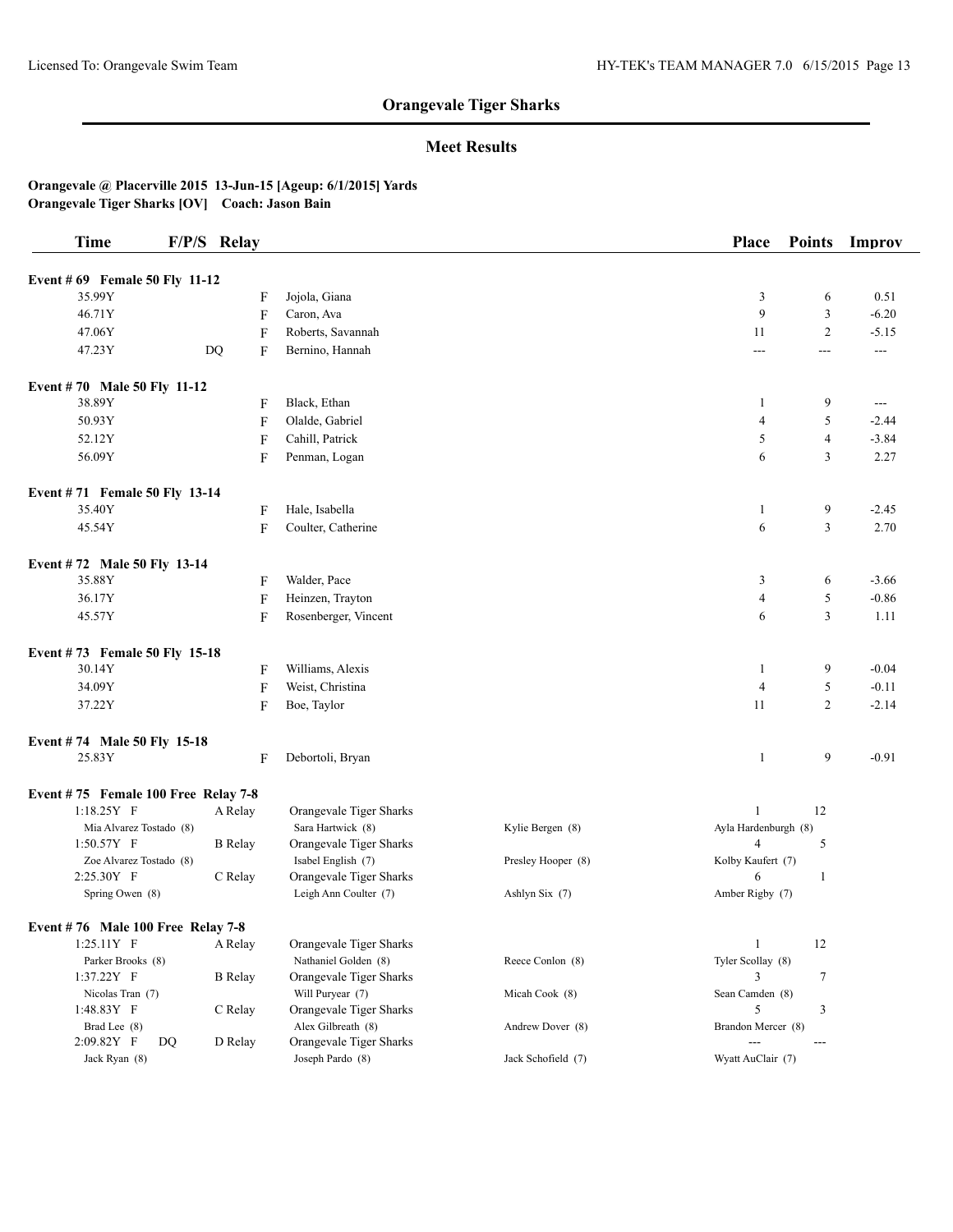# Orangevale Tiger Sharks

## Meet Results

**Orangevale @ Placerville 2015 13-Jun-15 [Ageup: 6/1/2015] Yards**
**Orangevale Tiger Sharks [OV] Coach: Jason Bain**

| Time | F/P/S | Relay | | | | Place | Points | Improv |
|---|---|---|---|---|---|---|---|---|
| **Event # 69 Female 50 Fly 11-12** | | | | | | | | |
| 35.99Y | | F | Jojola, Giana | | | 3 | 6 | 0.51 |
| 46.71Y | | F | Caron, Ava | | | 9 | 3 | -6.20 |
| 47.06Y | | F | Roberts, Savannah | | | 11 | 2 | -5.15 |
| 47.23Y | DQ | F | Bernino, Hannah | | | --- | --- | --- |
| **Event # 70 Male 50 Fly 11-12** | | | | | | | | |
| 38.89Y | | F | Black, Ethan | | | 1 | 9 | --- |
| 50.93Y | | F | Olalde, Gabriel | | | 4 | 5 | -2.44 |
| 52.12Y | | F | Cahill, Patrick | | | 5 | 4 | -3.84 |
| 56.09Y | | F | Penman, Logan | | | 6 | 3 | 2.27 |
| **Event # 71 Female 50 Fly 13-14** | | | | | | | | |
| 35.40Y | | F | Hale, Isabella | | | 1 | 9 | -2.45 |
| 45.54Y | | F | Coulter, Catherine | | | 6 | 3 | 2.70 |
| **Event # 72 Male 50 Fly 13-14** | | | | | | | | |
| 35.88Y | | F | Walder, Pace | | | 3 | 6 | -3.66 |
| 36.17Y | | F | Heinzen, Trayton | | | 4 | 5 | -0.86 |
| 45.57Y | | F | Rosenberger, Vincent | | | 6 | 3 | 1.11 |
| **Event # 73 Female 50 Fly 15-18** | | | | | | | | |
| 30.14Y | | F | Williams, Alexis | | | 1 | 9 | -0.04 |
| 34.09Y | | F | Weist, Christina | | | 4 | 5 | -0.11 |
| 37.22Y | | F | Boe, Taylor | | | 11 | 2 | -2.14 |
| **Event # 74 Male 50 Fly 15-18** | | | | | | | | |
| 25.83Y | | F | Debortoli, Bryan | | | 1 | 9 | -0.91 |
| **Event # 75 Female 100 Free Relay 7-8** | | | | | | | | |
| 1:18.25Y F | | A Relay | Orangevale Tiger Sharks | | | 1 | 12 | |
| Mia Alvarez Tostado (8) | | | Sara Hartwick (8) | Kylie Bergen (8) | Ayla Hardenburgh (8) | | | |
| 1:50.57Y F | | B Relay | Orangevale Tiger Sharks | | | 4 | 5 | |
| Zoe Alvarez Tostado (8) | | | Isabel English (7) | Presley Hooper (8) | Kolby Kaufert (7) | | | |
| 2:25.30Y F | | C Relay | Orangevale Tiger Sharks | | | 6 | 1 | |
| Spring Owen (8) | | | Leigh Ann Coulter (7) | Ashlyn Six (7) | Amber Rigby (7) | | | |
| **Event # 76 Male 100 Free Relay 7-8** | | | | | | | | |
| 1:25.11Y F | | A Relay | Orangevale Tiger Sharks | | | 1 | 12 | |
| Parker Brooks (8) | | | Nathaniel Golden (8) | Reece Conlon (8) | Tyler Scollay (8) | | | |
| 1:37.22Y F | | B Relay | Orangevale Tiger Sharks | | | 3 | 7 | |
| Nicolas Tran (7) | | | Will Puryear (7) | Micah Cook (8) | Sean Camden (8) | | | |
| 1:48.83Y F | | C Relay | Orangevale Tiger Sharks | | | 5 | 3 | |
| Brad Lee (8) | | | Alex Gilbreath (8) | Andrew Dover (8) | Brandon Mercer (8) | | | |
| 2:09.82Y F | DQ | D Relay | Orangevale Tiger Sharks | | | --- | --- | |
| Jack Ryan (8) | | | Joseph Pardo (8) | Jack Schofield (7) | Wyatt AuClair (7) | | | |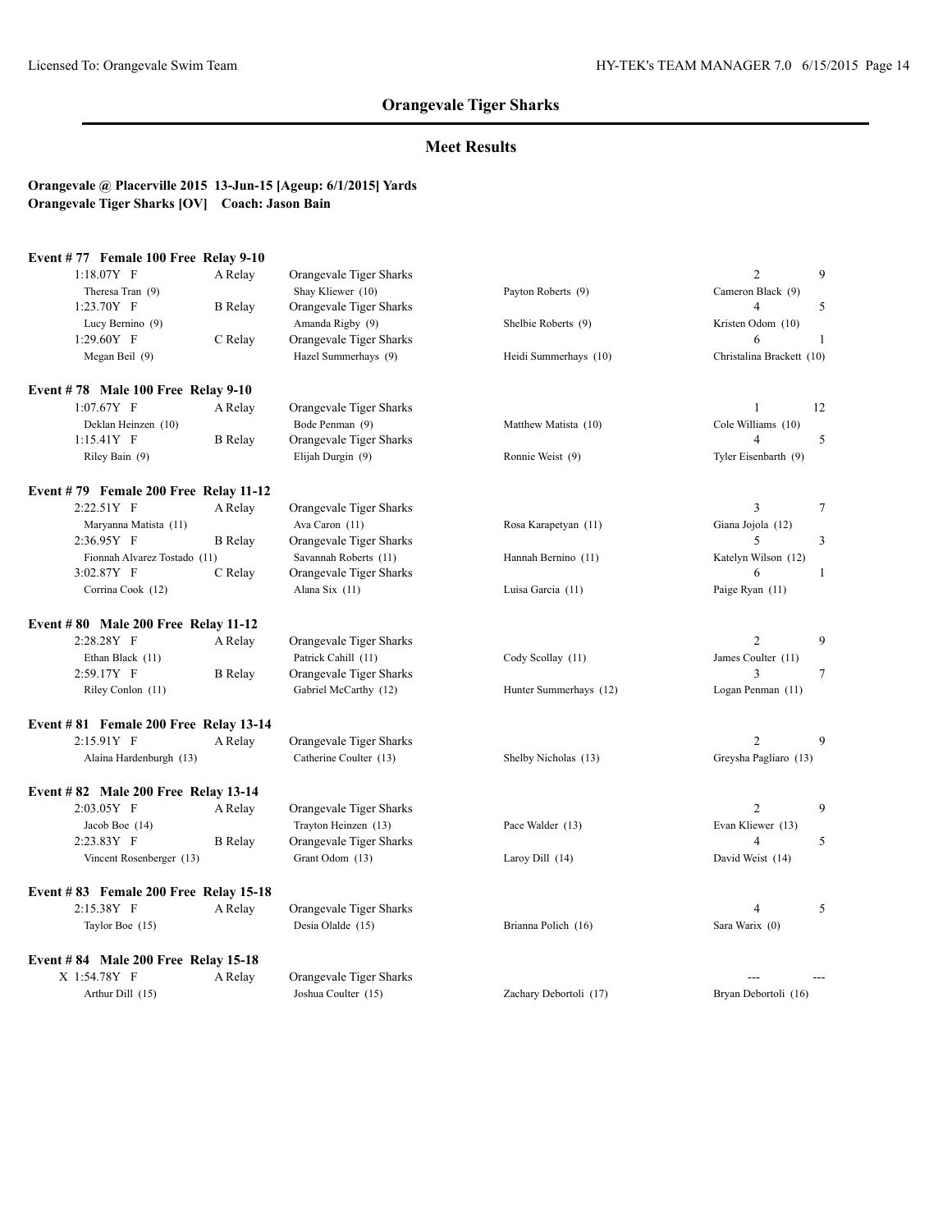## Orangevale Tiger Sharks

### Meet Results

**Orangevale @ Placerville 2015 13-Jun-15 [Ageup: 6/1/2015] Yards**
**Orangevale Tiger Sharks [OV] Coach: Jason Bain**

**Event # 77 Female 100 Free Relay 9-10**

| | | | | | |
|---|---|---|---|---|---|
| 1:18.07Y F | A Relay | Orangevale Tiger Sharks | | 2 | 9 |
| Theresa Tran (9) | | Shay Kliewer (10) | Payton Roberts (9) | Cameron Black (9) | |
| 1:23.70Y F | B Relay | Orangevale Tiger Sharks | | 4 | 5 |
| Lucy Bernino (9) | | Amanda Rigby (9) | Shelbie Roberts (9) | Kristen Odom (10) | |
| 1:29.60Y F | C Relay | Orangevale Tiger Sharks | | 6 | 1 |
| Megan Beil (9) | | Hazel Summerhays (9) | Heidi Summerhays (10) | Christalina Brackett (10) | |

**Event # 78 Male 100 Free Relay 9-10**

| | | | | | |
|---|---|---|---|---|---|
| 1:07.67Y F | A Relay | Orangevale Tiger Sharks | | 1 | 12 |
| Deklan Heinzen (10) | | Bode Penman (9) | Matthew Matista (10) | Cole Williams (10) | |
| 1:15.41Y F | B Relay | Orangevale Tiger Sharks | | 4 | 5 |
| Riley Bain (9) | | Elijah Durgin (9) | Ronnie Weist (9) | Tyler Eisenbarth (9) | |

**Event # 79 Female 200 Free Relay 11-12**

| | | | | | |
|---|---|---|---|---|---|
| 2:22.51Y F | A Relay | Orangevale Tiger Sharks | | 3 | 7 |
| Maryanna Matista (11) | | Ava Caron (11) | Rosa Karapetyan (11) | Giana Jojola (12) | |
| 2:36.95Y F | B Relay | Orangevale Tiger Sharks | | 5 | 3 |
| Fionnah Alvarez Tostado (11) | | Savannah Roberts (11) | Hannah Bernino (11) | Katelyn Wilson (12) | |
| 3:02.87Y F | C Relay | Orangevale Tiger Sharks | | 6 | 1 |
| Corrina Cook (12) | | Alana Six (11) | Luisa Garcia (11) | Paige Ryan (11) | |

**Event # 80 Male 200 Free Relay 11-12**

| | | | | | |
|---|---|---|---|---|---|
| 2:28.28Y F | A Relay | Orangevale Tiger Sharks | | 2 | 9 |
| Ethan Black (11) | | Patrick Cahill (11) | Cody Scollay (11) | James Coulter (11) | |
| 2:59.17Y F | B Relay | Orangevale Tiger Sharks | | 3 | 7 |
| Riley Conlon (11) | | Gabriel McCarthy (12) | Hunter Summerhays (12) | Logan Penman (11) | |

**Event # 81 Female 200 Free Relay 13-14**

| | | | | | |
|---|---|---|---|---|---|
| 2:15.91Y F | A Relay | Orangevale Tiger Sharks | | 2 | 9 |
| Alaina Hardenburgh (13) | | Catherine Coulter (13) | Shelby Nicholas (13) | Greysha Pagliaro (13) | |

**Event # 82 Male 200 Free Relay 13-14**

| | | | | | |
|---|---|---|---|---|---|
| 2:03.05Y F | A Relay | Orangevale Tiger Sharks | | 2 | 9 |
| Jacob Boe (14) | | Trayton Heinzen (13) | Pace Walder (13) | Evan Kliewer (13) | |
| 2:23.83Y F | B Relay | Orangevale Tiger Sharks | | 4 | 5 |
| Vincent Rosenberger (13) | | Grant Odom (13) | Laroy Dill (14) | David Weist (14) | |

**Event # 83 Female 200 Free Relay 15-18**

| | | | | | |
|---|---|---|---|---|---|
| 2:15.38Y F | A Relay | Orangevale Tiger Sharks | | 4 | 5 |
| Taylor Boe (15) | | Desia Olalde (15) | Brianna Polich (16) | Sara Warix (0) | |

**Event # 84 Male 200 Free Relay 15-18**

| | | | | | |
|---|---|---|---|---|---|
| X 1:54.78Y F | A Relay | Orangevale Tiger Sharks | | --- | --- |
| Arthur Dill (15) | | Joshua Coulter (15) | Zachary Debortoli (17) | Bryan Debortoli (16) | |